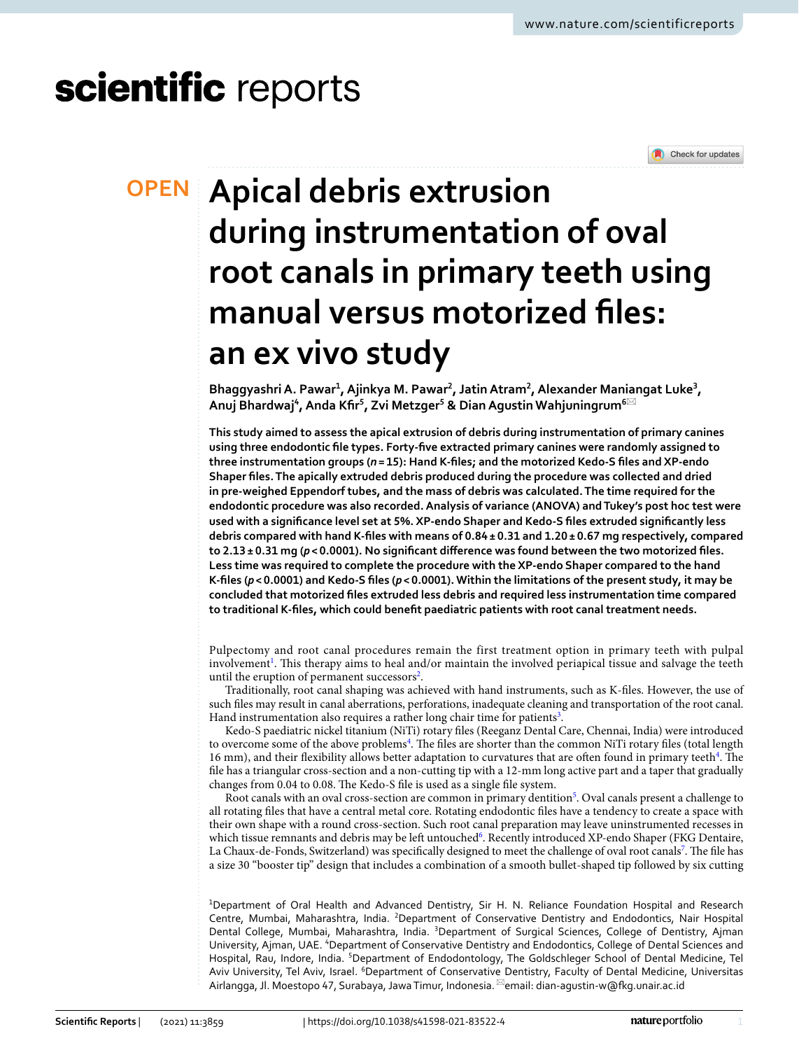OPEN

# Apical debris extrusion during instrumentation of oval root canals in primary teeth using manual versus motorized files: an ex vivo study

**Bhaggyashri A. Pawar[1], Ajinkya M. Pawar[2], Jatin Atram[2], Alexander Maniangat Luke[3], Anuj Bhardwaj[4], Anda Kfir[5], Zvi Metzger[5] & Dian Agustin Wahjuningrum[6]✉**

**This study aimed to assess the apical extrusion of debris during instrumentation of primary canines using three endodontic file types. Forty-five extracted primary canines were randomly assigned to three instrumentation groups (*n* = 15): Hand K-files; and the motorized Kedo-S files and XP-endo Shaper files. The apically extruded debris produced during the procedure was collected and dried in pre-weighed Eppendorf tubes, and the mass of debris was calculated. The time required for the endodontic procedure was also recorded. Analysis of variance (ANOVA) and Tukey's post hoc test were used with a significance level set at 5%. XP-endo Shaper and Kedo-S files extruded significantly less debris compared with hand K-files with means of 0.84 ± 0.31 and 1.20 ± 0.67 mg respectively, compared to 2.13 ± 0.31 mg ($p < 0.0001$). No significant difference was found between the two motorized files. Less time was required to complete the procedure with the XP-endo Shaper compared to the hand K-files ($p < 0.0001$) and Kedo-S files ($p < 0.0001$). Within the limitations of the present study, it may be concluded that motorized files extruded less debris and required less instrumentation time compared to traditional K-files, which could benefit paediatric patients with root canal treatment needs.**

Pulpectomy and root canal procedures remain the first treatment option in primary teeth with pulpal involvement[1]. This therapy aims to heal and/or maintain the involved periapical tissue and salvage the teeth until the eruption of permanent successors[2].

Traditionally, root canal shaping was achieved with hand instruments, such as K-files. However, the use of such files may result in canal aberrations, perforations, inadequate cleaning and transportation of the root canal. Hand instrumentation also requires a rather long chair time for patients[3].

Kedo-S paediatric nickel titanium (NiTi) rotary files (Reeganz Dental Care, Chennai, India) were introduced to overcome some of the above problems[4]. The files are shorter than the common NiTi rotary files (total length 16 mm), and their flexibility allows better adaptation to curvatures that are often found in primary teeth[4]. The file has a triangular cross-section and a non-cutting tip with a 12-mm long active part and a taper that gradually changes from 0.04 to 0.08. The Kedo-S file is used as a single file system.

Root canals with an oval cross-section are common in primary dentition[5]. Oval canals present a challenge to all rotating files that have a central metal core. Rotating endodontic files have a tendency to create a space with their own shape with a round cross-section. Such root canal preparation may leave uninstrumented recesses in which tissue remnants and debris may be left untouched[6]. Recently introduced XP-endo Shaper (FKG Dentaire, La Chaux-de-Fonds, Switzerland) was specifically designed to meet the challenge of oval root canals[7]. The file has a size 30 "booster tip" design that includes a combination of a smooth bullet-shaped tip followed by six cutting

[1]Department of Oral Health and Advanced Dentistry, Sir H. N. Reliance Foundation Hospital and Research Centre, Mumbai, Maharashtra, India. [2]Department of Conservative Dentistry and Endodontics, Nair Hospital Dental College, Mumbai, Maharashtra, India. [3]Department of Surgical Sciences, College of Dentistry, Ajman University, Ajman, UAE. [4]Department of Conservative Dentistry and Endodontics, College of Dental Sciences and Hospital, Rau, Indore, India. [5]Department of Endodontology, The Goldschleger School of Dental Medicine, Tel Aviv University, Tel Aviv, Israel. [6]Department of Conservative Dentistry, Faculty of Dental Medicine, Universitas Airlangga, Jl. Moestopo 47, Surabaya, Jawa Timur, Indonesia. ✉email: dian-agustin-w@fkg.unair.ac.id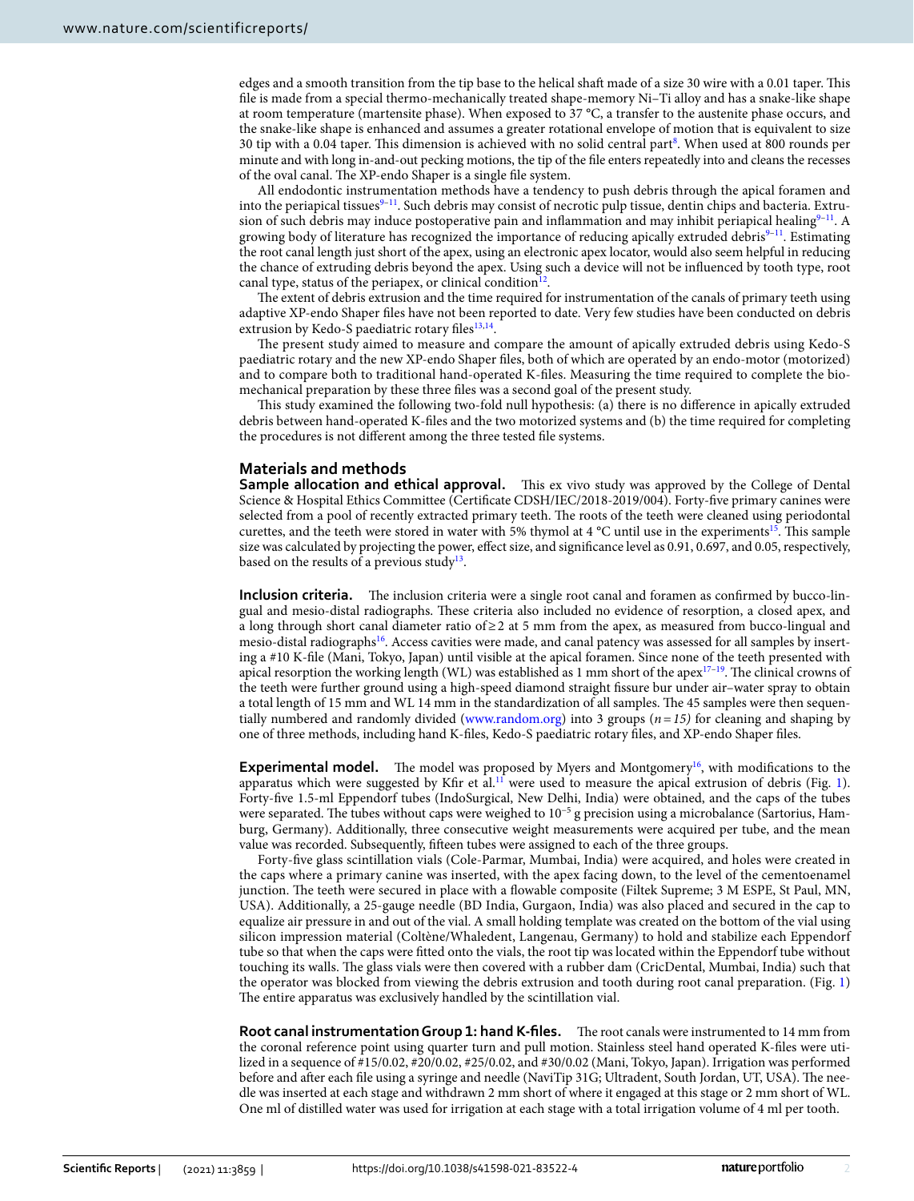edges and a smooth transition from the tip base to the helical shaft made of a size 30 wire with a 0.01 taper. This file is made from a special thermo-mechanically treated shape-memory Ni–Ti alloy and has a snake-like shape at room temperature (martensite phase). When exposed to 37 °C, a transfer to the austenite phase occurs, and the snake-like shape is enhanced and assumes a greater rotational envelope of motion that is equivalent to size 30 tip with a 0.04 taper. This dimension is achieved with no solid central part[8]. When used at 800 rounds per minute and with long in-and-out pecking motions, the tip of the file enters repeatedly into and cleans the recesses of the oval canal. The XP-endo Shaper is a single file system.

All endodontic instrumentation methods have a tendency to push debris through the apical foramen and into the periapical tissues[9–11]. Such debris may consist of necrotic pulp tissue, dentin chips and bacteria. Extrusion of such debris may induce postoperative pain and inflammation and may inhibit periapical healing[9–11]. A growing body of literature has recognized the importance of reducing apically extruded debris[9–11]. Estimating the root canal length just short of the apex, using an electronic apex locator, would also seem helpful in reducing the chance of extruding debris beyond the apex. Using such a device will not be influenced by tooth type, root canal type, status of the periapex, or clinical condition[12].

The extent of debris extrusion and the time required for instrumentation of the canals of primary teeth using adaptive XP-endo Shaper files have not been reported to date. Very few studies have been conducted on debris extrusion by Kedo-S paediatric rotary files[13,14].

The present study aimed to measure and compare the amount of apically extruded debris using Kedo-S paediatric rotary and the new XP-endo Shaper files, both of which are operated by an endo-motor (motorized) and to compare both to traditional hand-operated K-files. Measuring the time required to complete the biomechanical preparation by these three files was a second goal of the present study.

This study examined the following two-fold null hypothesis: (a) there is no difference in apically extruded debris between hand-operated K-files and the two motorized systems and (b) the time required for completing the procedures is not different among the three tested file systems.

## Materials and methods

**Sample allocation and ethical approval.** This ex vivo study was approved by the College of Dental Science & Hospital Ethics Committee (Certificate CDSH/IEC/2018-2019/004). Forty-five primary canines were selected from a pool of recently extracted primary teeth. The roots of the teeth were cleaned using periodontal curettes, and the teeth were stored in water with 5% thymol at 4 °C until use in the experiments[15]. This sample size was calculated by projecting the power, effect size, and significance level as 0.91, 0.697, and 0.05, respectively, based on the results of a previous study[13].

**Inclusion criteria.** The inclusion criteria were a single root canal and foramen as confirmed by bucco-lingual and mesio-distal radiographs. These criteria also included no evidence of resorption, a closed apex, and a long through short canal diameter ratio of $\geq 2$ at 5 mm from the apex, as measured from bucco-lingual and mesio-distal radiographs[16]. Access cavities were made, and canal patency was assessed for all samples by inserting a #10 K-file (Mani, Tokyo, Japan) until visible at the apical foramen. Since none of the teeth presented with apical resorption the working length (WL) was established as 1 mm short of the apex[17–19]. The clinical crowns of the teeth were further ground using a high-speed diamond straight fissure bur under air–water spray to obtain a total length of 15 mm and WL 14 mm in the standardization of all samples. The 45 samples were then sequentially numbered and randomly divided (www.random.org) into 3 groups (*n = 15)* for cleaning and shaping by one of three methods, including hand K-files, Kedo-S paediatric rotary files, and XP-endo Shaper files.

**Experimental model.** The model was proposed by Myers and Montgomery[16], with modifications to the apparatus which were suggested by Kfir et al.[11] were used to measure the apical extrusion of debris (Fig. 1). Forty-five 1.5-ml Eppendorf tubes (IndoSurgical, New Delhi, India) were obtained, and the caps of the tubes were separated. The tubes without caps were weighed to $10^{-5}$ g precision using a microbalance (Sartorius, Hamburg, Germany). Additionally, three consecutive weight measurements were acquired per tube, and the mean value was recorded. Subsequently, fifteen tubes were assigned to each of the three groups.

Forty-five glass scintillation vials (Cole-Parmar, Mumbai, India) were acquired, and holes were created in the caps where a primary canine was inserted, with the apex facing down, to the level of the cementoenamel junction. The teeth were secured in place with a flowable composite (Filtek Supreme; 3 M ESPE, St Paul, MN, USA). Additionally, a 25-gauge needle (BD India, Gurgaon, India) was also placed and secured in the cap to equalize air pressure in and out of the vial. A small holding template was created on the bottom of the vial using silicon impression material (Coltène/Whaledent, Langenau, Germany) to hold and stabilize each Eppendorf tube so that when the caps were fitted onto the vials, the root tip was located within the Eppendorf tube without touching its walls. The glass vials were then covered with a rubber dam (CricDental, Mumbai, India) such that the operator was blocked from viewing the debris extrusion and tooth during root canal preparation. (Fig. 1) The entire apparatus was exclusively handled by the scintillation vial.

**Root canal instrumentation Group 1: hand K-files.** The root canals were instrumented to 14 mm from the coronal reference point using quarter turn and pull motion. Stainless steel hand operated K-files were utilized in a sequence of #15/0.02, #20/0.02, #25/0.02, and #30/0.02 (Mani, Tokyo, Japan). Irrigation was performed before and after each file using a syringe and needle (NaviTip 31G; Ultradent, South Jordan, UT, USA). The needle was inserted at each stage and withdrawn 2 mm short of where it engaged at this stage or 2 mm short of WL. One ml of distilled water was used for irrigation at each stage with a total irrigation volume of 4 ml per tooth.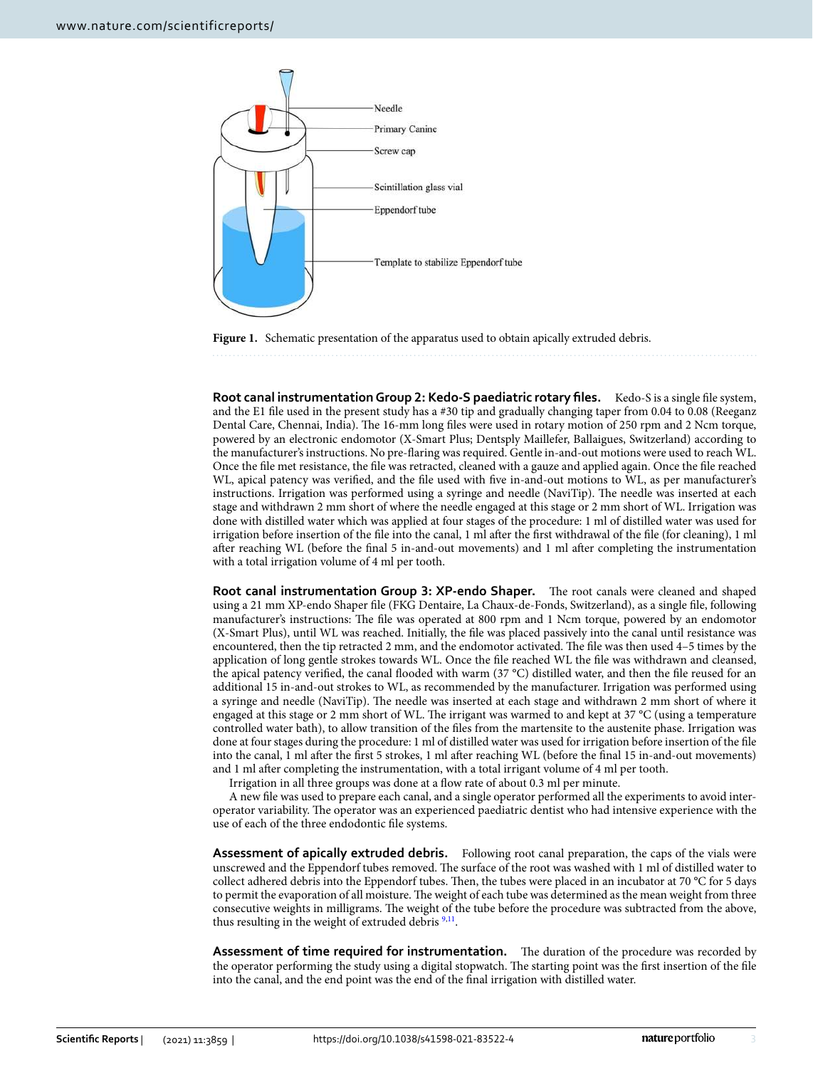Figure 1. Schematic presentation of the apparatus used to obtain apically extruded debris.

**Root canal instrumentation Group 2: Kedo-S paediatric rotary files.** Kedo-S is a single file system, and the E1 file used in the present study has a #30 tip and gradually changing taper from 0.04 to 0.08 (Reeganz Dental Care, Chennai, India). The 16-mm long files were used in rotary motion of 250 rpm and 2 Ncm torque, powered by an electronic endomotor (X-Smart Plus; Dentsply Maillefer, Ballaigues, Switzerland) according to the manufacturer's instructions. No pre-flaring was required. Gentle in-and-out motions were used to reach WL. Once the file met resistance, the file was retracted, cleaned with a gauze and applied again. Once the file reached WL, apical patency was verified, and the file used with five in-and-out motions to WL, as per manufacturer's instructions. Irrigation was performed using a syringe and needle (NaviTip). The needle was inserted at each stage and withdrawn 2 mm short of where the needle engaged at this stage or 2 mm short of WL. Irrigation was done with distilled water which was applied at four stages of the procedure: 1 ml of distilled water was used for irrigation before insertion of the file into the canal, 1 ml after the first withdrawal of the file (for cleaning), 1 ml after reaching WL (before the final 5 in-and-out movements) and 1 ml after completing the instrumentation with a total irrigation volume of 4 ml per tooth.

**Root canal instrumentation Group 3: XP-endo Shaper.** The root canals were cleaned and shaped using a 21 mm XP-endo Shaper file (FKG Dentaire, La Chaux-de-Fonds, Switzerland), as a single file, following manufacturer's instructions: The file was operated at 800 rpm and 1 Ncm torque, powered by an endomotor (X-Smart Plus), until WL was reached. Initially, the file was placed passively into the canal until resistance was encountered, then the tip retracted 2 mm, and the endomotor activated. The file was then used 4–5 times by the application of long gentle strokes towards WL. Once the file reached WL the file was withdrawn and cleansed, the apical patency verified, the canal flooded with warm (37 °C) distilled water, and then the file reused for an additional 15 in-and-out strokes to WL, as recommended by the manufacturer. Irrigation was performed using a syringe and needle (NaviTip). The needle was inserted at each stage and withdrawn 2 mm short of where it engaged at this stage or 2 mm short of WL. The irrigant was warmed to and kept at 37 °C (using a temperature controlled water bath), to allow transition of the files from the martensite to the austenite phase. Irrigation was done at four stages during the procedure: 1 ml of distilled water was used for irrigation before insertion of the file into the canal, 1 ml after the first 5 strokes, 1 ml after reaching WL (before the final 15 in-and-out movements) and 1 ml after completing the instrumentation, with a total irrigant volume of 4 ml per tooth.

Irrigation in all three groups was done at a flow rate of about 0.3 ml per minute.

A new file was used to prepare each canal, and a single operator performed all the experiments to avoid inter-operator variability. The operator was an experienced paediatric dentist who had intensive experience with the use of each of the three endodontic file systems.

**Assessment of apically extruded debris.** Following root canal preparation, the caps of the vials were unscrewed and the Eppendorf tubes removed. The surface of the root was washed with 1 ml of distilled water to collect adhered debris into the Eppendorf tubes. Then, the tubes were placed in an incubator at 70 °C for 5 days to permit the evaporation of all moisture. The weight of each tube was determined as the mean weight from three consecutive weights in milligrams. The weight of the tube before the procedure was subtracted from the above, thus resulting in the weight of extruded debris [9,11].

**Assessment of time required for instrumentation.** The duration of the procedure was recorded by the operator performing the study using a digital stopwatch. The starting point was the first insertion of the file into the canal, and the end point was the end of the final irrigation with distilled water.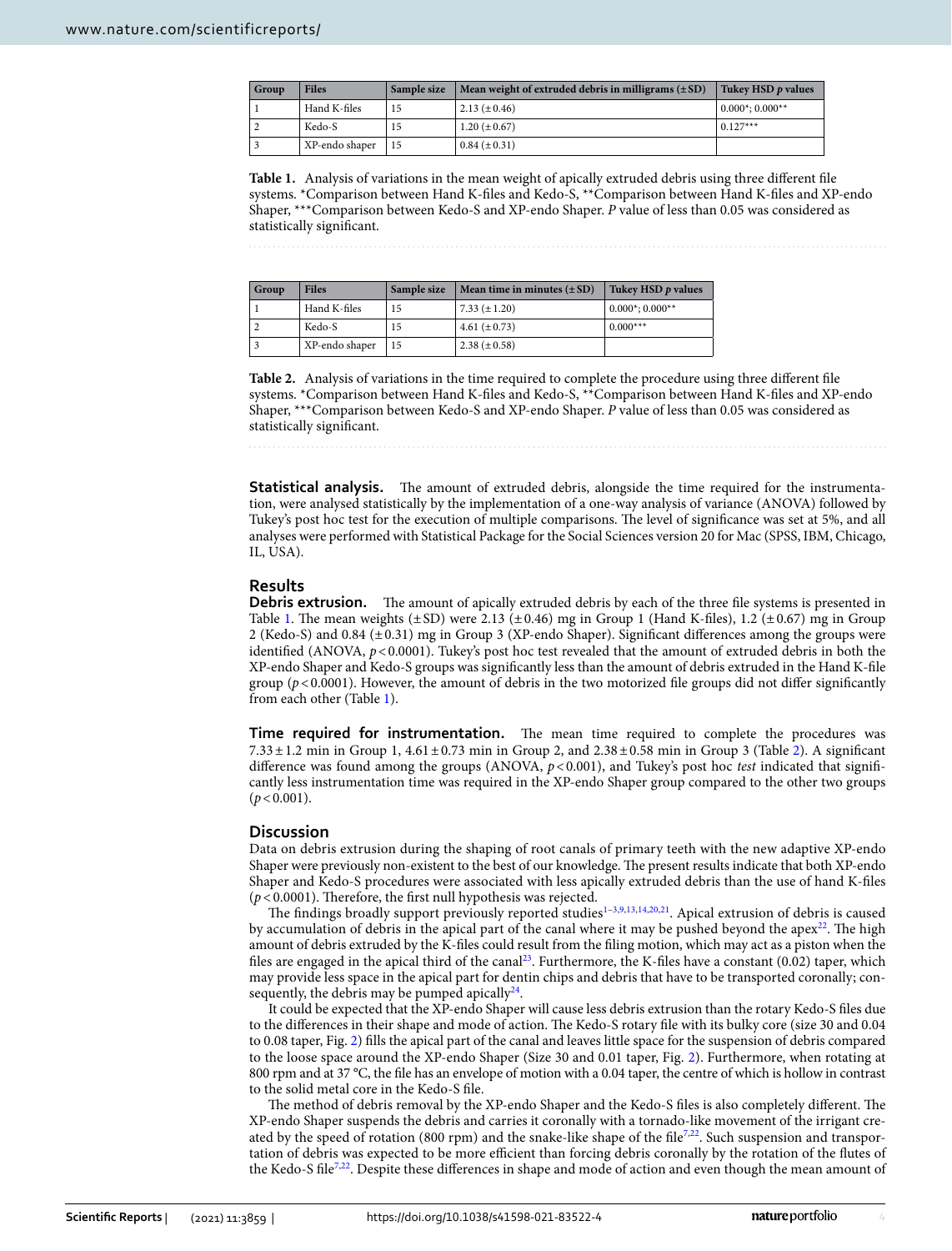| Group | Files | Sample size | Mean weight of extruded debris in milligrams (± SD) | Tukey HSD *p* values |
|---|---|---|---|---|
| 1 | Hand K-files | 15 | 2.13 (± 0.46) | 0.000*; 0.000** |
| 2 | Kedo-S | 15 | 1.20 (± 0.67) | 0.127*** |
| 3 | XP-endo shaper | 15 | 0.84 (± 0.31) | |

**Table 1.** Analysis of variations in the mean weight of apically extruded debris using three different file systems. *Comparison between Hand K-files and Kedo-S, **Comparison between Hand K-files and XP-endo Shaper, ***Comparison between Kedo-S and XP-endo Shaper. *P* value of less than 0.05 was considered as statistically significant.

| Group | Files | Sample size | Mean time in minutes (± SD) | Tukey HSD *p* values |
|---|---|---|---|---|
| 1 | Hand K-files | 15 | 7.33 (± 1.20) | 0.000*; 0.000** |
| 2 | Kedo-S | 15 | 4.61 (± 0.73) | 0.000*** |
| 3 | XP-endo shaper | 15 | 2.38 (± 0.58) | |

**Table 2.** Analysis of variations in the time required to complete the procedure using three different file systems. *Comparison between Hand K-files and Kedo-S, **Comparison between Hand K-files and XP-endo Shaper, ***Comparison between Kedo-S and XP-endo Shaper. *P* value of less than 0.05 was considered as statistically significant.

**Statistical analysis.** The amount of extruded debris, alongside the time required for the instrumentation, were analysed statistically by the implementation of a one-way analysis of variance (ANOVA) followed by Tukey's post hoc test for the execution of multiple comparisons. The level of significance was set at 5%, and all analyses were performed with Statistical Package for the Social Sciences version 20 for Mac (SPSS, IBM, Chicago, IL, USA).

## Results

**Debris extrusion.** The amount of apically extruded debris by each of the three file systems is presented in Table 1. The mean weights (± SD) were 2.13 (± 0.46) mg in Group 1 (Hand K-files), 1.2 (± 0.67) mg in Group 2 (Kedo-S) and 0.84 (± 0.31) mg in Group 3 (XP-endo Shaper). Significant differences among the groups were identified (ANOVA, $p < 0.0001$). Tukey's post hoc test revealed that the amount of extruded debris in both the XP-endo Shaper and Kedo-S groups was significantly less than the amount of debris extruded in the Hand K-file group ($p < 0.0001$). However, the amount of debris in the two motorized file groups did not differ significantly from each other (Table 1).

**Time required for instrumentation.** The mean time required to complete the procedures was 7.33 ± 1.2 min in Group 1, 4.61 ± 0.73 min in Group 2, and 2.38 ± 0.58 min in Group 3 (Table 2). A significant difference was found among the groups (ANOVA, $p < 0.001$), and Tukey's post hoc *test* indicated that significantly less instrumentation time was required in the XP-endo Shaper group compared to the other two groups ($p < 0.001$).

## Discussion

Data on debris extrusion during the shaping of root canals of primary teeth with the new adaptive XP-endo Shaper were previously non-existent to the best of our knowledge. The present results indicate that both XP-endo Shaper and Kedo-S procedures were associated with less apically extruded debris than the use of hand K-files ($p < 0.0001$). Therefore, the first null hypothesis was rejected.

The findings broadly support previously reported studies[1–3,9,13,14,20,21]. Apical extrusion of debris is caused by accumulation of debris in the apical part of the canal where it may be pushed beyond the apex[22]. The high amount of debris extruded by the K-files could result from the filing motion, which may act as a piston when the files are engaged in the apical third of the canal[23]. Furthermore, the K-files have a constant (0.02) taper, which may provide less space in the apical part for dentin chips and debris that have to be transported coronally; consequently, the debris may be pumped apically[24].

It could be expected that the XP-endo Shaper will cause less debris extrusion than the rotary Kedo-S files due to the differences in their shape and mode of action. The Kedo-S rotary file with its bulky core (size 30 and 0.04 to 0.08 taper, Fig. 2) fills the apical part of the canal and leaves little space for the suspension of debris compared to the loose space around the XP-endo Shaper (Size 30 and 0.01 taper, Fig. 2). Furthermore, when rotating at 800 rpm and at 37 °C, the file has an envelope of motion with a 0.04 taper, the centre of which is hollow in contrast to the solid metal core in the Kedo-S file.

The method of debris removal by the XP-endo Shaper and the Kedo-S files is also completely different. The XP-endo Shaper suspends the debris and carries it coronally with a tornado-like movement of the irrigant created by the speed of rotation (800 rpm) and the snake-like shape of the file[7,22]. Such suspension and transportation of debris was expected to be more efficient than forcing debris coronally by the rotation of the flutes of the Kedo-S file[7,22]. Despite these differences in shape and mode of action and even though the mean amount of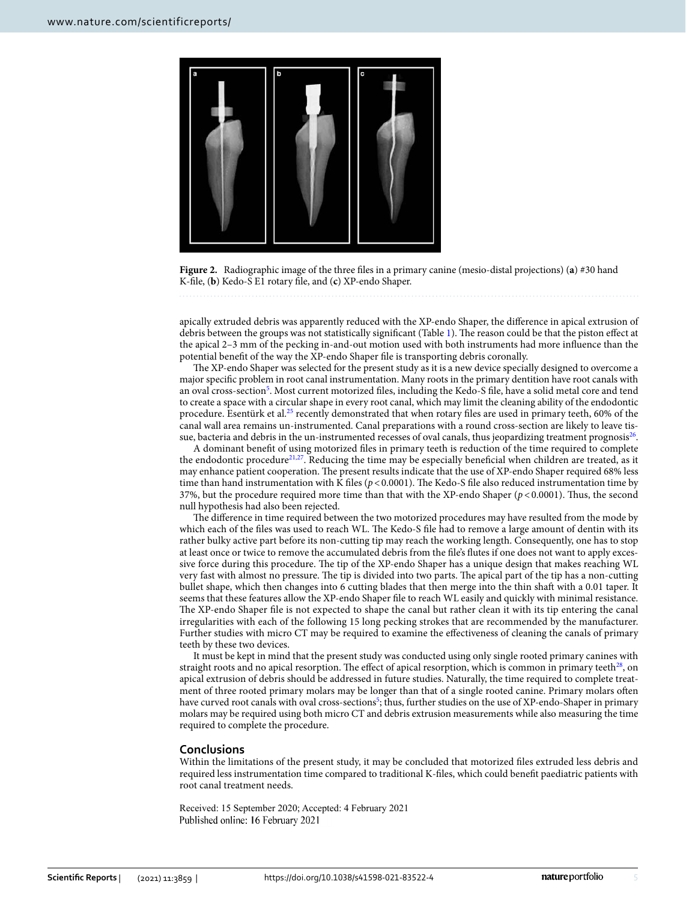Figure 2. Radiographic image of the three files in a primary canine (mesio-distal projections) (**a**) #30 hand K-file, (**b**) Kedo-S E1 rotary file, and (**c**) XP-endo Shaper.

apically extruded debris was apparently reduced with the XP-endo Shaper, the difference in apical extrusion of debris between the groups was not statistically significant (Table 1). The reason could be that the piston effect at the apical 2–3 mm of the pecking in-and-out motion used with both instruments had more influence than the potential benefit of the way the XP-endo Shaper file is transporting debris coronally.

The XP-endo Shaper was selected for the present study as it is a new device specially designed to overcome a major specific problem in root canal instrumentation. Many roots in the primary dentition have root canals with an oval cross-section[5]. Most current motorized files, including the Kedo-S file, have a solid metal core and tend to create a space with a circular shape in every root canal, which may limit the cleaning ability of the endodontic procedure. Esentürk et al.[25] recently demonstrated that when rotary files are used in primary teeth, 60% of the canal wall area remains un-instrumented. Canal preparations with a round cross-section are likely to leave tissue, bacteria and debris in the un-instrumented recesses of oval canals, thus jeopardizing treatment prognosis[26].

A dominant benefit of using motorized files in primary teeth is reduction of the time required to complete the endodontic procedure[21,27]. Reducing the time may be especially beneficial when children are treated, as it may enhance patient cooperation. The present results indicate that the use of XP-endo Shaper required 68% less time than hand instrumentation with K files ($p < 0.0001$). The Kedo-S file also reduced instrumentation time by 37%, but the procedure required more time than that with the XP-endo Shaper ($p < 0.0001$). Thus, the second null hypothesis had also been rejected.

The difference in time required between the two motorized procedures may have resulted from the mode by which each of the files was used to reach WL. The Kedo-S file had to remove a large amount of dentin with its rather bulky active part before its non-cutting tip may reach the working length. Consequently, one has to stop at least once or twice to remove the accumulated debris from the file's flutes if one does not want to apply excessive force during this procedure. The tip of the XP-endo Shaper has a unique design that makes reaching WL very fast with almost no pressure. The tip is divided into two parts. The apical part of the tip has a non-cutting bullet shape, which then changes into 6 cutting blades that then merge into the thin shaft with a 0.01 taper. It seems that these features allow the XP-endo Shaper file to reach WL easily and quickly with minimal resistance. The XP-endo Shaper file is not expected to shape the canal but rather clean it with its tip entering the canal irregularities with each of the following 15 long pecking strokes that are recommended by the manufacturer. Further studies with micro CT may be required to examine the effectiveness of cleaning the canals of primary teeth by these two devices.

It must be kept in mind that the present study was conducted using only single rooted primary canines with straight roots and no apical resorption. The effect of apical resorption, which is common in primary teeth[28], on apical extrusion of debris should be addressed in future studies. Naturally, the time required to complete treatment of three rooted primary molars may be longer than that of a single rooted canine. Primary molars often have curved root canals with oval cross-sections[5]; thus, further studies on the use of XP-endo-Shaper in primary molars may be required using both micro CT and debris extrusion measurements while also measuring the time required to complete the procedure.

## Conclusions

Within the limitations of the present study, it may be concluded that motorized files extruded less debris and required less instrumentation time compared to traditional K-files, which could benefit paediatric patients with root canal treatment needs.

Received: 15 September 2020; Accepted: 4 February 2021
Published online: 16 February 2021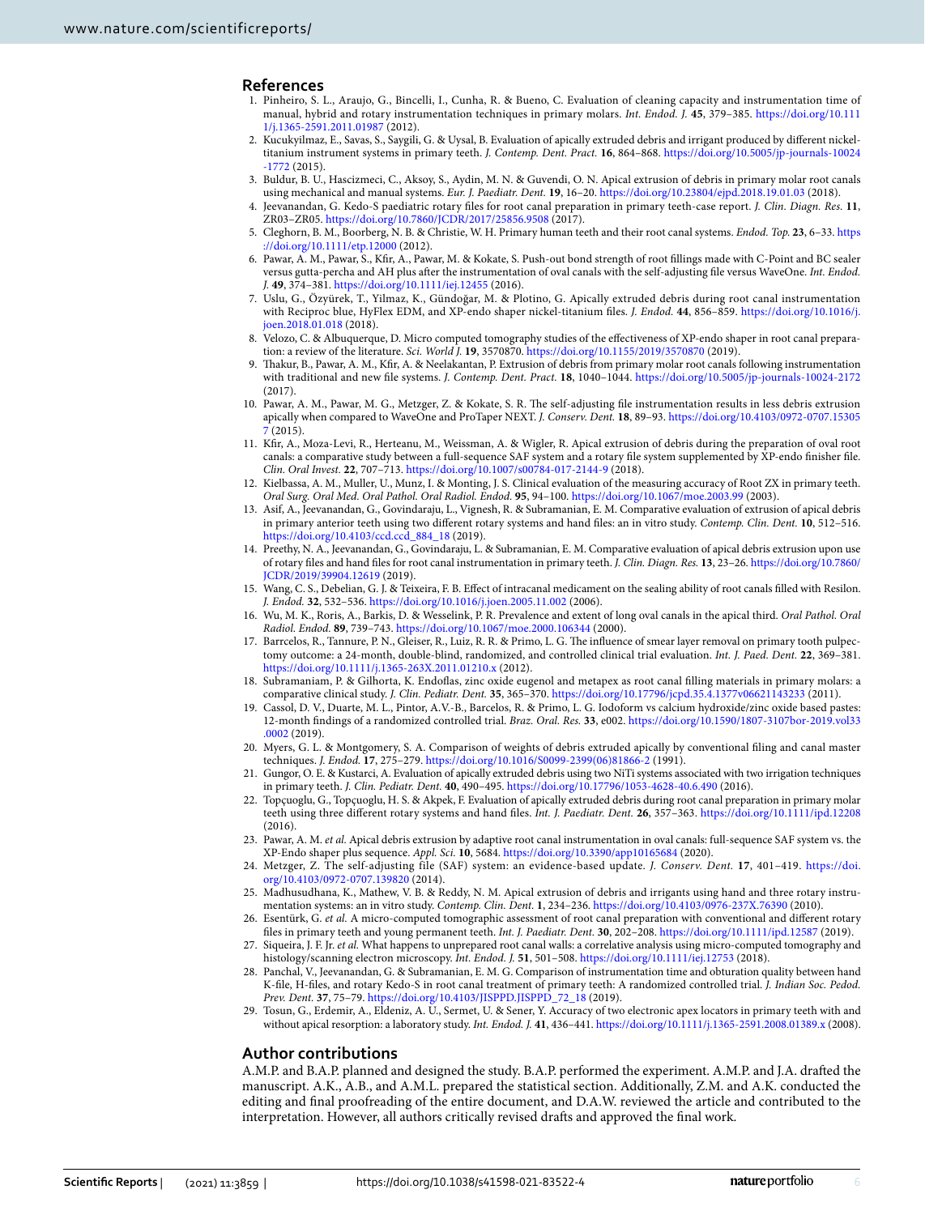## References

1. Pinheiro, S. L., Araujo, G., Bincelli, I., Cunha, R. & Bueno, C. Evaluation of cleaning capacity and instrumentation time of manual, hybrid and rotary instrumentation techniques in primary molars. *Int. Endod. J.* **45**, 379–385. https://doi.org/10.1111/j.1365-2591.2011.01987 (2012).
2. Kucukyilmaz, E., Savas, S., Saygili, G. & Uysal, B. Evaluation of apically extruded debris and irrigant produced by different nickel-titanium instrument systems in primary teeth. *J. Contemp. Dent. Pract.* **16**, 864–868. https://doi.org/10.5005/jp-journals-10024-1772 (2015).
3. Buldur, B. U., Hascizmeci, C., Aksoy, S., Aydin, M. N. & Guvendi, O. N. Apical extrusion of debris in primary molar root canals using mechanical and manual systems. *Eur. J. Paediatr. Dent.* **19**, 16–20. https://doi.org/10.23804/ejpd.2018.19.01.03 (2018).
4. Jeevanandan, G. Kedo-S paediatric rotary files for root canal preparation in primary teeth-case report. *J. Clin. Diagn. Res.* **11**, ZR03–ZR05. https://doi.org/10.7860/JCDR/2017/25856.9508 (2017).
5. Cleghorn, B. M., Boorberg, N. B. & Christie, W. H. Primary human teeth and their root canal systems. *Endod. Top.* **23**, 6–33. https://doi.org/10.1111/etp.12000 (2012).
6. Pawar, A. M., Pawar, S., Kfir, A., Pawar, M. & Kokate, S. Push-out bond strength of root fillings made with C-Point and BC sealer versus gutta-percha and AH plus after the instrumentation of oval canals with the self-adjusting file versus WaveOne. *Int. Endod. J.* **49**, 374–381. https://doi.org/10.1111/iej.12455 (2016).
7. Uslu, G., Özyürek, T., Yilmaz, K., Gündoğar, M. & Plotino, G. Apically extruded debris during root canal instrumentation with Reciproc blue, HyFlex EDM, and XP-endo shaper nickel-titanium files. *J. Endod.* **44**, 856–859. https://doi.org/10.1016/j.joen.2018.01.018 (2018).
8. Velozo, C. & Albuquerque, D. Micro computed tomography studies of the effectiveness of XP-endo shaper in root canal preparation: a review of the literature. *Sci. World J.* **19**, 3570870. https://doi.org/10.1155/2019/3570870 (2019).
9. Thakur, B., Pawar, A. M., Kfir, A. & Neelakantan, P. Extrusion of debris from primary molar root canals following instrumentation with traditional and new file systems. *J. Contemp. Dent. Pract.* **18**, 1040–1044. https://doi.org/10.5005/jp-journals-10024-2172 (2017).
10. Pawar, A. M., Pawar, M. G., Metzger, Z. & Kokate, S. R. The self-adjusting file instrumentation results in less debris extrusion apically when compared to WaveOne and ProTaper NEXT. *J. Conserv. Dent.* **18**, 89–93. https://doi.org/10.4103/0972-0707.153057 (2015).
11. Kfir, A., Moza-Levi, R., Herteanu, M., Weissman, A. & Wigler, R. Apical extrusion of debris during the preparation of oval root canals: a comparative study between a full-sequence SAF system and a rotary file system supplemented by XP-endo finisher file. *Clin. Oral Invest.* **22**, 707–713. https://doi.org/10.1007/s00784-017-2144-9 (2018).
12. Kielbassa, A. M., Muller, U., Munz, I. & Monting, J. S. Clinical evaluation of the measuring accuracy of Root ZX in primary teeth. *Oral Surg. Oral Med. Oral Pathol. Oral Radiol. Endod.* **95**, 94–100. https://doi.org/10.1067/moe.2003.99 (2003).
13. Asif, A., Jeevanandan, G., Govindaraju, L., Vignesh, R. & Subramanian, E. M. Comparative evaluation of extrusion of apical debris in primary anterior teeth using two different rotary systems and hand files: an in vitro study. *Contemp. Clin. Dent.* **10**, 512–516. https://doi.org/10.4103/ccd.ccd_884_18 (2019).
14. Preethy, N. A., Jeevanandan, G., Govindaraju, L. & Subramanian, E. M. Comparative evaluation of apical debris extrusion upon use of rotary files and hand files for root canal instrumentation in primary teeth. *J. Clin. Diagn. Res.* **13**, 23–26. https://doi.org/10.7860/JCDR/2019/39904.12619 (2019).
15. Wang, C. S., Debelian, G. J. & Teixeira, F. B. Effect of intracanal medicament on the sealing ability of root canals filled with Resilon. *J. Endod.* **32**, 532–536. https://doi.org/10.1016/j.joen.2005.11.002 (2006).
16. Wu, M. K., Roris, A., Barkis, D. & Wesselink, P. R. Prevalence and extent of long oval canals in the apical third. *Oral Pathol. Oral Radiol. Endod.* **89**, 739–743. https://doi.org/10.1067/moe.2000.106344 (2000).
17. Barrcelos, R., Tannure, P. N., Gleiser, R., Luiz, R. R. & Primo, L. G. The influence of smear layer removal on primary tooth pulpectomy outcome: a 24-month, double-blind, randomized, and controlled clinical trial evaluation. *Int. J. Paed. Dent.* **22**, 369–381. https://doi.org/10.1111/j.1365-263X.2011.01210.x (2012).
18. Subramaniam, P. & Gilhorta, K. Endoflas, zinc oxide eugenol and metapex as root canal filling materials in primary molars: a comparative clinical study. *J. Clin. Pediatr. Dent.* **35**, 365–370. https://doi.org/10.17796/jcpd.35.4.1377v06621143233 (2011).
19. Cassol, D. V., Duarte, M. L., Pintor, A.V.-B., Barcelos, R. & Primo, L. G. Iodoform vs calcium hydroxide/zinc oxide based pastes: 12-month findings of a randomized controlled trial. *Braz. Oral. Res.* **33**, e002. https://doi.org/10.1590/1807-3107bor-2019.vol33.0002 (2019).
20. Myers, G. L. & Montgomery, S. A. Comparison of weights of debris extruded apically by conventional filing and canal master techniques. *J. Endod.* **17**, 275–279. https://doi.org/10.1016/S0099-2399(06)81866-2 (1991).
21. Gungor, O. E. & Kustarci, A. Evaluation of apically extruded debris using two NiTi systems associated with two irrigation techniques in primary teeth. *J. Clin. Pediatr. Dent.* **40**, 490–495. https://doi.org/10.17796/1053-4628-40.6.490 (2016).
22. Topçuoglu, G., Topçuoglu, H. S. & Akpek, F. Evaluation of apically extruded debris during root canal preparation in primary molar teeth using three different rotary systems and hand files. *Int. J. Paediatr. Dent.* **26**, 357–363. https://doi.org/10.1111/ipd.12208 (2016).
23. Pawar, A. M. *et al.* Apical debris extrusion by adaptive root canal instrumentation in oval canals: full-sequence SAF system vs. the XP-Endo shaper plus sequence. *Appl. Sci.* **10**, 5684. https://doi.org/10.3390/app10165684 (2020).
24. Metzger, Z. The self-adjusting file (SAF) system: an evidence-based update. *J. Conserv. Dent.* **17**, 401–419. https://doi.org/10.4103/0972-0707.139820 (2014).
25. Madhusudhana, K., Mathew, V. B. & Reddy, N. M. Apical extrusion of debris and irrigants using hand and three rotary instrumentation systems: an in vitro study. *Contemp. Clin. Dent.* **1**, 234–236. https://doi.org/10.4103/0976-237X.76390 (2010).
26. Esentürk, G. *et al.* A micro-computed tomographic assessment of root canal preparation with conventional and different rotary files in primary teeth and young permanent teeth. *Int. J. Paediatr. Dent.* **30**, 202–208. https://doi.org/10.1111/ipd.12587 (2019).
27. Siqueira, J. F. Jr. *et al.* What happens to unprepared root canal walls: a correlative analysis using micro-computed tomography and histology/scanning electron microscopy. *Int. Endod. J.* **51**, 501–508. https://doi.org/10.1111/iej.12753 (2018).
28. Panchal, V., Jeevanandan, G. & Subramanian, E. M. G. Comparison of instrumentation time and obturation quality between hand K-file, H-files, and rotary Kedo-S in root canal treatment of primary teeth: A randomized controlled trial. *J. Indian Soc. Pedod. Prev. Dent.* **37**, 75–79. https://doi.org/10.4103/JISPPD.JISPPD_72_18 (2019).
29. Tosun, G., Erdemir, A., Eldeniz, A. U., Sermet, U. & Sener, Y. Accuracy of two electronic apex locators in primary teeth with and without apical resorption: a laboratory study. *Int. Endod. J.* **41**, 436–441. https://doi.org/10.1111/j.1365-2591.2008.01389.x (2008).

## Author contributions

A.M.P. and B.A.P. planned and designed the study. B.A.P. performed the experiment. A.M.P. and J.A. drafted the manuscript. A.K., A.B., and A.M.L. prepared the statistical section. Additionally, Z.M. and A.K. conducted the editing and final proofreading of the entire document, and D.A.W. reviewed the article and contributed to the interpretation. However, all authors critically revised drafts and approved the final work.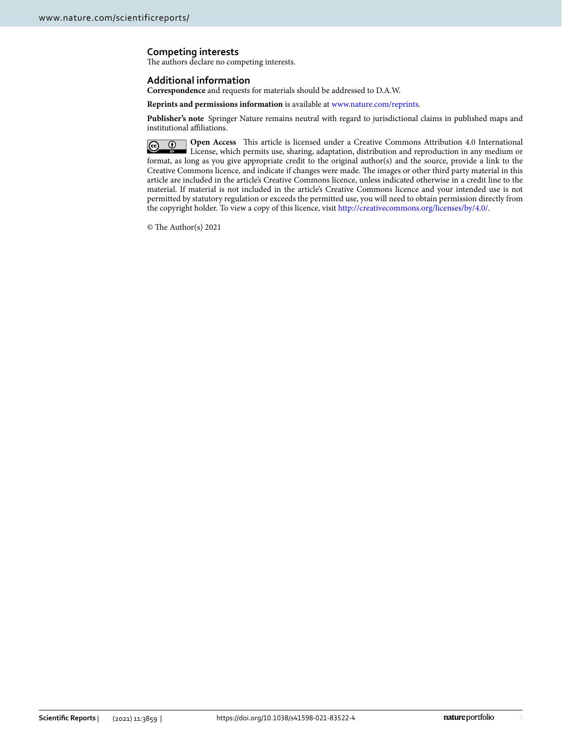## Competing interests

The authors declare no competing interests.

## Additional information

**Correspondence** and requests for materials should be addressed to D.A.W.

**Reprints and permissions information** is available at www.nature.com/reprints.

**Publisher's note** Springer Nature remains neutral with regard to jurisdictional claims in published maps and institutional affiliations.

**Open Access** This article is licensed under a Creative Commons Attribution 4.0 International License, which permits use, sharing, adaptation, distribution and reproduction in any medium or format, as long as you give appropriate credit to the original author(s) and the source, provide a link to the Creative Commons licence, and indicate if changes were made. The images or other third party material in this article are included in the article's Creative Commons licence, unless indicated otherwise in a credit line to the material. If material is not included in the article's Creative Commons licence and your intended use is not permitted by statutory regulation or exceeds the permitted use, you will need to obtain permission directly from the copyright holder. To view a copy of this licence, visit http://creativecommons.org/licenses/by/4.0/.

© The Author(s) 2021